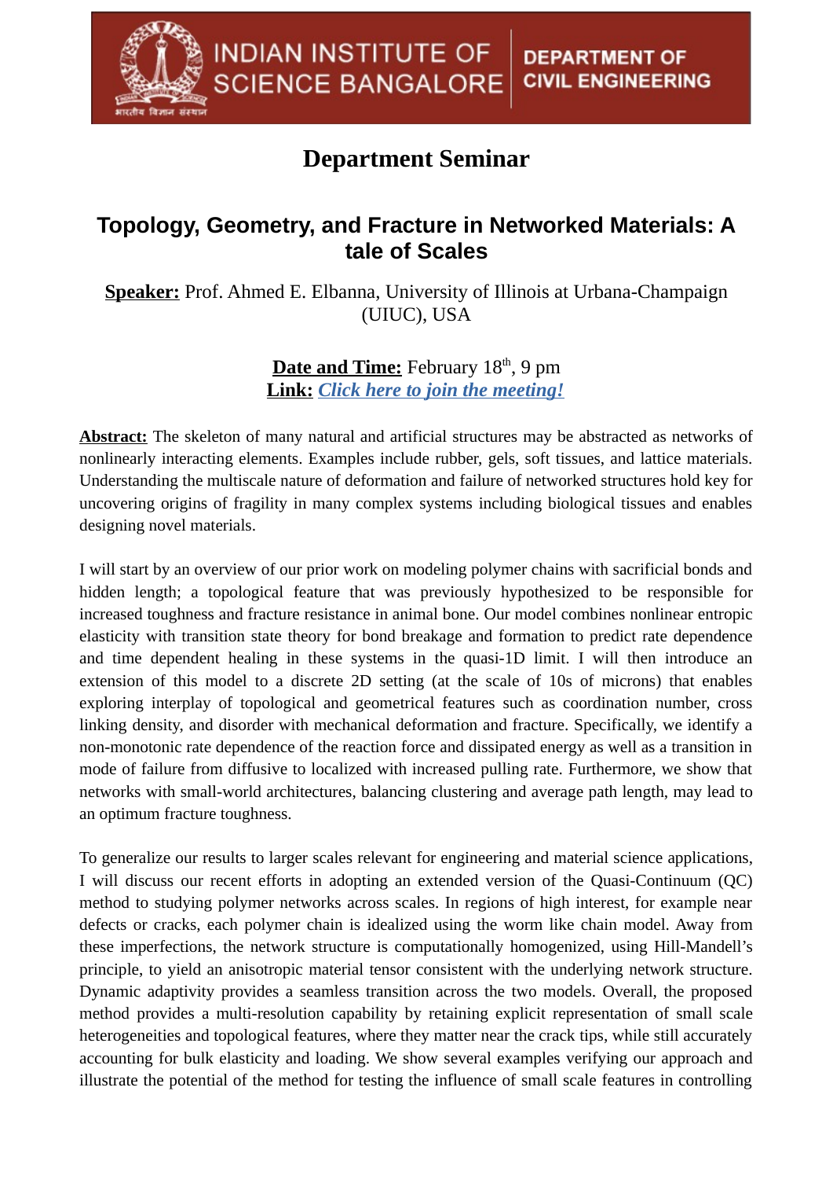INDIAN INSTITUTE OF SCIENCE BANGALORE | DEPARTMENT OF CIVIL ENGINEERING

# Department Seminar

## Topology, Geometry, and Fracture in Networked Materials: A tale of Scales

**Speaker:** Prof. Ahmed E. Elbanna, University of Illinois at Urbana-Champaign (UIUC), USA

**Date and Time:** February 18th, 9 pm
**Link:** *Click here to join the meeting!*

**Abstract:** The skeleton of many natural and artificial structures may be abstracted as networks of nonlinearly interacting elements. Examples include rubber, gels, soft tissues, and lattice materials. Understanding the multiscale nature of deformation and failure of networked structures hold key for uncovering origins of fragility in many complex systems including biological tissues and enables designing novel materials.

I will start by an overview of our prior work on modeling polymer chains with sacrificial bonds and hidden length; a topological feature that was previously hypothesized to be responsible for increased toughness and fracture resistance in animal bone. Our model combines nonlinear entropic elasticity with transition state theory for bond breakage and formation to predict rate dependence and time dependent healing in these systems in the quasi-1D limit. I will then introduce an extension of this model to a discrete 2D setting (at the scale of 10s of microns) that enables exploring interplay of topological and geometrical features such as coordination number, cross linking density, and disorder with mechanical deformation and fracture. Specifically, we identify a non-monotonic rate dependence of the reaction force and dissipated energy as well as a transition in mode of failure from diffusive to localized with increased pulling rate. Furthermore, we show that networks with small-world architectures, balancing clustering and average path length, may lead to an optimum fracture toughness.

To generalize our results to larger scales relevant for engineering and material science applications, I will discuss our recent efforts in adopting an extended version of the Quasi-Continuum (QC) method to studying polymer networks across scales. In regions of high interest, for example near defects or cracks, each polymer chain is idealized using the worm like chain model. Away from these imperfections, the network structure is computationally homogenized, using Hill-Mandell's principle, to yield an anisotropic material tensor consistent with the underlying network structure. Dynamic adaptivity provides a seamless transition across the two models. Overall, the proposed method provides a multi-resolution capability by retaining explicit representation of small scale heterogeneities and topological features, where they matter near the crack tips, while still accurately accounting for bulk elasticity and loading. We show several examples verifying our approach and illustrate the potential of the method for testing the influence of small scale features in controlling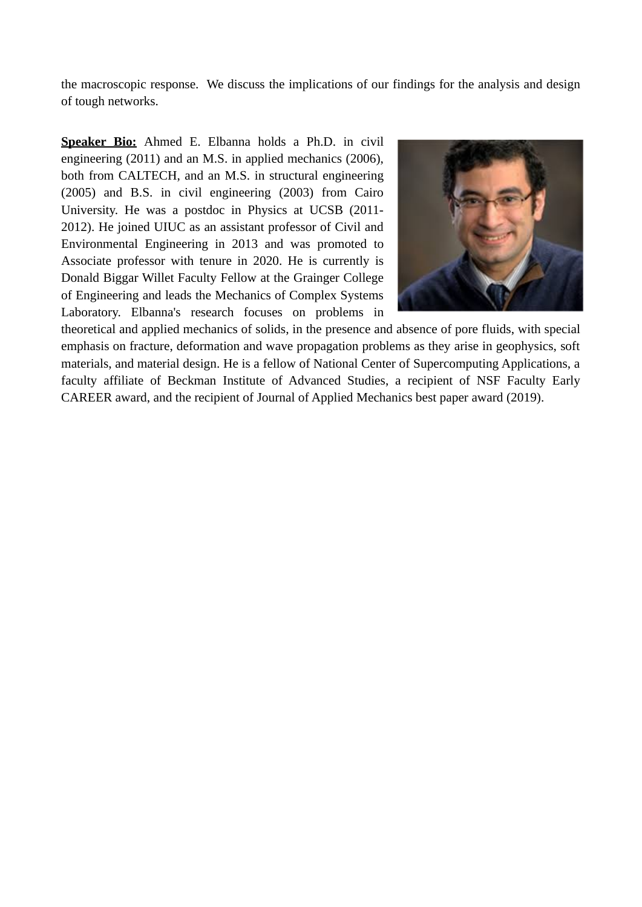the macroscopic response. We discuss the implications of our findings for the analysis and design of tough networks.

**Speaker Bio:** Ahmed E. Elbanna holds a Ph.D. in civil engineering (2011) and an M.S. in applied mechanics (2006), both from CALTECH, and an M.S. in structural engineering (2005) and B.S. in civil engineering (2003) from Cairo University. He was a postdoc in Physics at UCSB (2011-2012). He joined UIUC as an assistant professor of Civil and Environmental Engineering in 2013 and was promoted to Associate professor with tenure in 2020. He is currently is Donald Biggar Willet Faculty Fellow at the Grainger College of Engineering and leads the Mechanics of Complex Systems Laboratory. Elbanna's research focuses on problems in theoretical and applied mechanics of solids, in the presence and absence of pore fluids, with special emphasis on fracture, deformation and wave propagation problems as they arise in geophysics, soft materials, and material design. He is a fellow of National Center of Supercomputing Applications, a faculty affiliate of Beckman Institute of Advanced Studies, a recipient of NSF Faculty Early CAREER award, and the recipient of Journal of Applied Mechanics best paper award (2019).